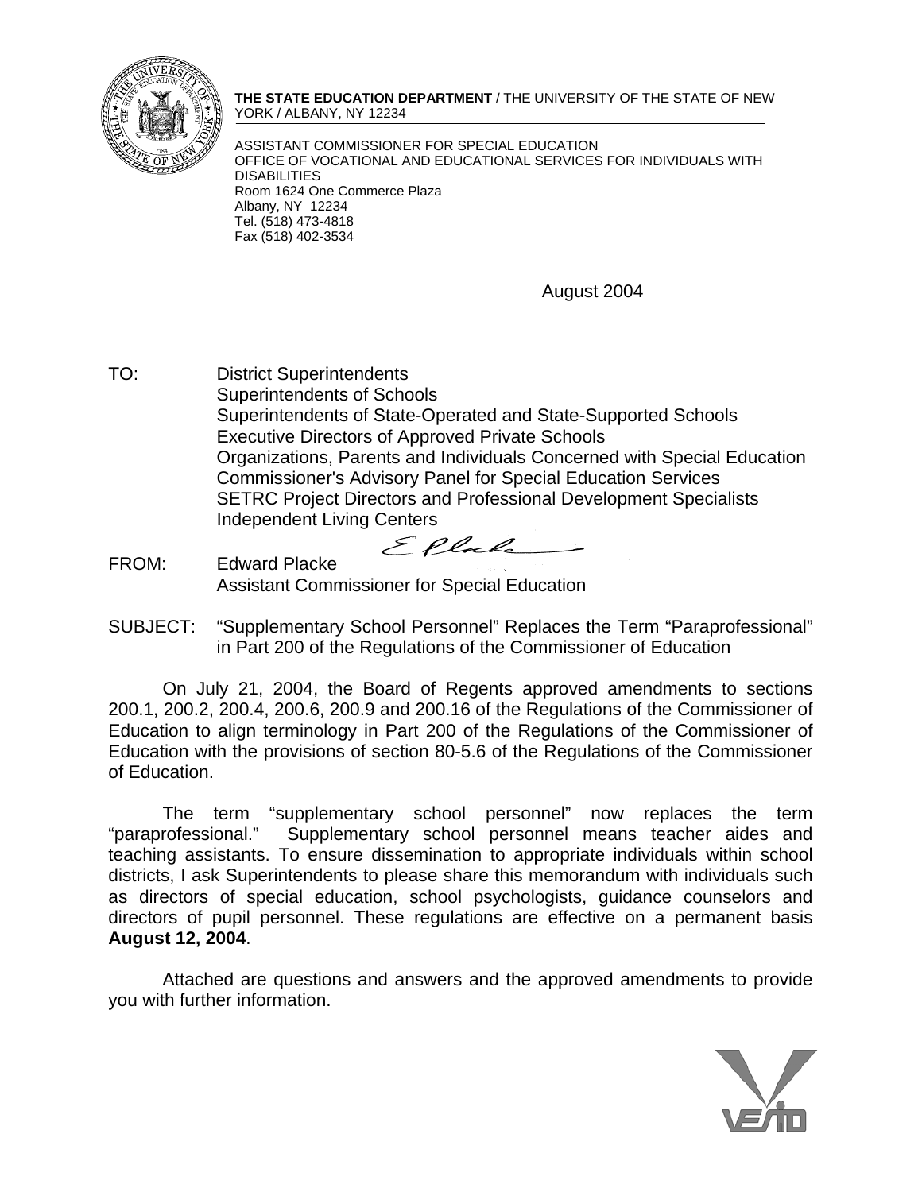**THE STATE EDUCATION DEPARTMENT** / THE UNIVERSITY OF THE STATE OF NEW YORK / ALBANY, NY 12234

ASSISTANT COMMISSIONER FOR SPECIAL EDUCATION
OFFICE OF VOCATIONAL AND EDUCATIONAL SERVICES FOR INDIVIDUALS WITH DISABILITIES
Room 1624 One Commerce Plaza
Albany, NY 12234
Tel. (518) 473-4818
Fax (518) 402-3534

August 2004

TO: District Superintendents
Superintendents of Schools
Superintendents of State-Operated and State-Supported Schools
Executive Directors of Approved Private Schools
Organizations, Parents and Individuals Concerned with Special Education
Commissioner's Advisory Panel for Special Education Services
SETRC Project Directors and Professional Development Specialists
Independent Living Centers

FROM: Edward Placke
Assistant Commissioner for Special Education

SUBJECT: "Supplementary School Personnel" Replaces the Term "Paraprofessional" in Part 200 of the Regulations of the Commissioner of Education

On July 21, 2004, the Board of Regents approved amendments to sections 200.1, 200.2, 200.4, 200.6, 200.9 and 200.16 of the Regulations of the Commissioner of Education to align terminology in Part 200 of the Regulations of the Commissioner of Education with the provisions of section 80-5.6 of the Regulations of the Commissioner of Education.

The term "supplementary school personnel" now replaces the term "paraprofessional." Supplementary school personnel means teacher aides and teaching assistants. To ensure dissemination to appropriate individuals within school districts, I ask Superintendents to please share this memorandum with individuals such as directors of special education, school psychologists, guidance counselors and directors of pupil personnel. These regulations are effective on a permanent basis **August 12, 2004**.

Attached are questions and answers and the approved amendments to provide you with further information.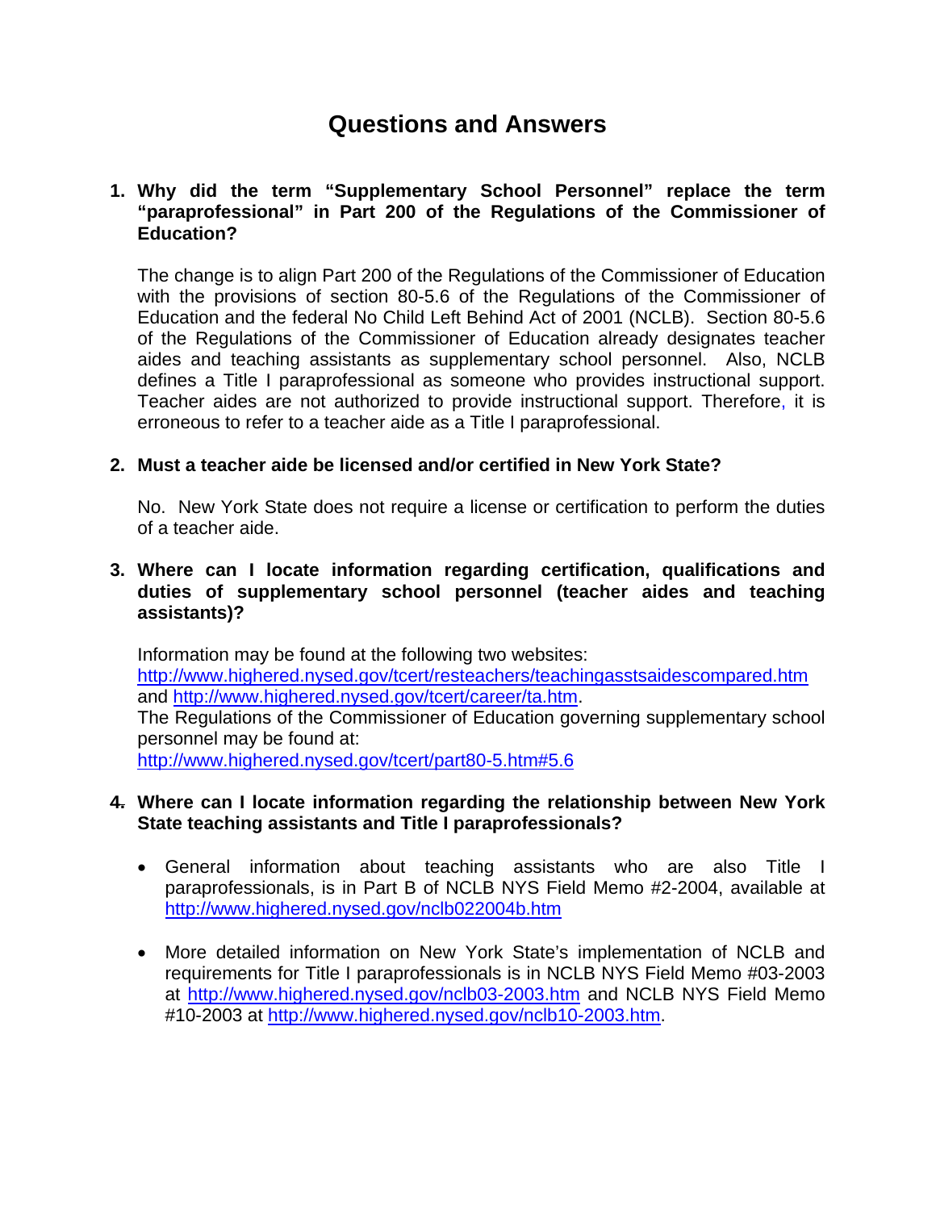# Questions and Answers

1. **Why did the term "Supplementary School Personnel" replace the term "paraprofessional" in Part 200 of the Regulations of the Commissioner of Education?**

   The change is to align Part 200 of the Regulations of the Commissioner of Education with the provisions of section 80-5.6 of the Regulations of the Commissioner of Education and the federal No Child Left Behind Act of 2001 (NCLB). Section 80-5.6 of the Regulations of the Commissioner of Education already designates teacher aides and teaching assistants as supplementary school personnel. Also, NCLB defines a Title I paraprofessional as someone who provides instructional support. Teacher aides are not authorized to provide instructional support. Therefore, it is erroneous to refer to a teacher aide as a Title I paraprofessional.

2. **Must a teacher aide be licensed and/or certified in New York State?**

   No. New York State does not require a license or certification to perform the duties of a teacher aide.

3. **Where can I locate information regarding certification, qualifications and duties of supplementary school personnel (teacher aides and teaching assistants)?**

   Information may be found at the following two websites:
   http://www.highered.nysed.gov/tcert/resteachers/teachingasstsaidescompared.htm and http://www.highered.nysed.gov/tcert/career/ta.htm.
   The Regulations of the Commissioner of Education governing supplementary school personnel may be found at:
   http://www.highered.nysed.gov/tcert/part80-5.htm#5.6

4. **Where can I locate information regarding the relationship between New York State teaching assistants and Title I paraprofessionals?**

   - General information about teaching assistants who are also Title I paraprofessionals, is in Part B of NCLB NYS Field Memo #2-2004, available at http://www.highered.nysed.gov/nclb022004b.htm

   - More detailed information on New York State's implementation of NCLB and requirements for Title I paraprofessionals is in NCLB NYS Field Memo #03-2003 at http://www.highered.nysed.gov/nclb03-2003.htm and NCLB NYS Field Memo #10-2003 at http://www.highered.nysed.gov/nclb10-2003.htm.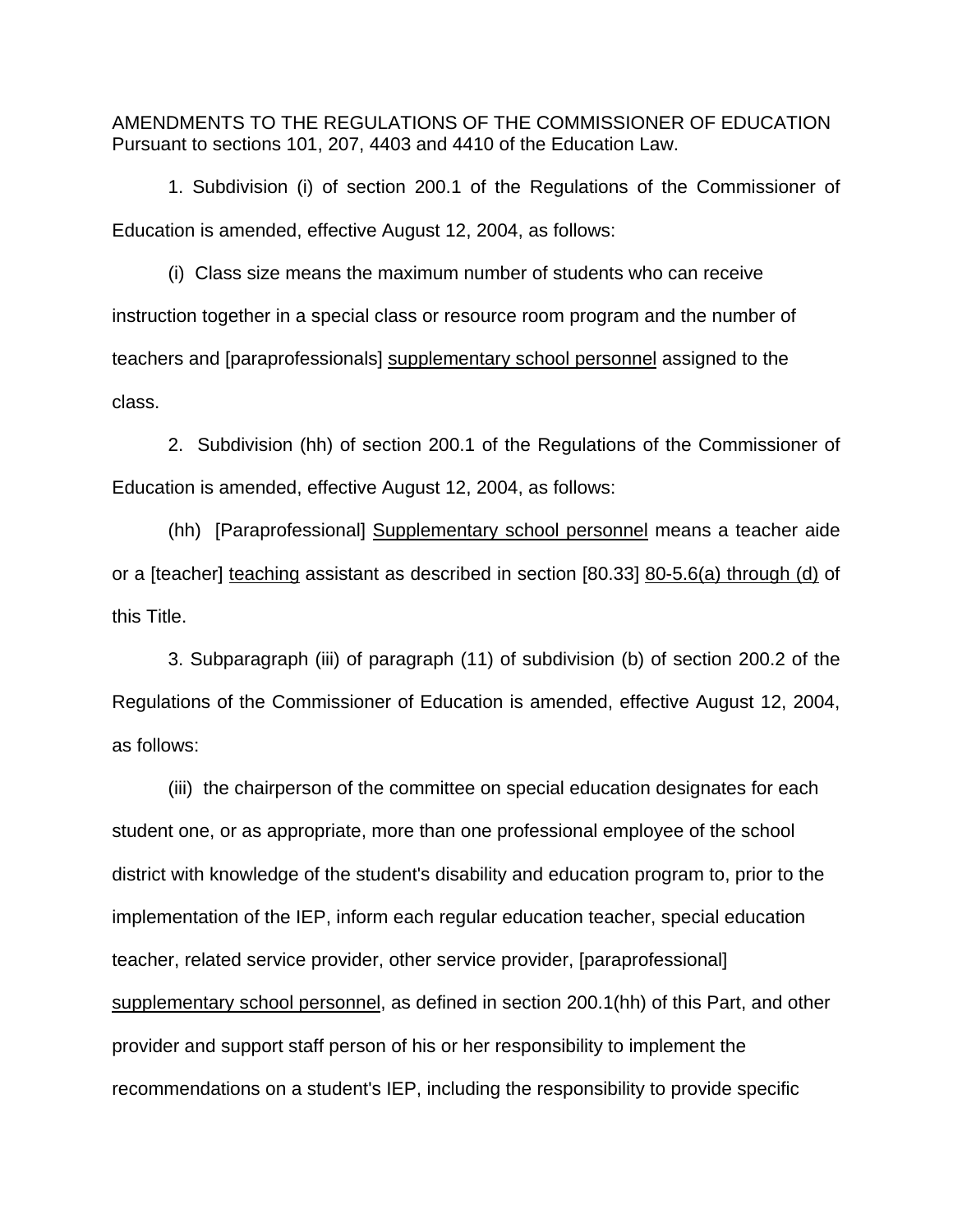AMENDMENTS TO THE REGULATIONS OF THE COMMISSIONER OF EDUCATION
Pursuant to sections 101, 207, 4403 and 4410 of the Education Law.

1. Subdivision (i) of section 200.1 of the Regulations of the Commissioner of Education is amended, effective August 12, 2004, as follows:

(i) Class size means the maximum number of students who can receive instruction together in a special class or resource room program and the number of teachers and [paraprofessionals] <u>supplementary school personnel</u> assigned to the class.

2. Subdivision (hh) of section 200.1 of the Regulations of the Commissioner of Education is amended, effective August 12, 2004, as follows:

(hh) [Paraprofessional] <u>Supplementary school personnel</u> means a teacher aide or a [teacher] <u>teaching</u> assistant as described in section [80.33] <u>80-5.6(a) through (d)</u> of this Title.

3. Subparagraph (iii) of paragraph (11) of subdivision (b) of section 200.2 of the Regulations of the Commissioner of Education is amended, effective August 12, 2004, as follows:

(iii) the chairperson of the committee on special education designates for each student one, or as appropriate, more than one professional employee of the school district with knowledge of the student's disability and education program to, prior to the implementation of the IEP, inform each regular education teacher, special education teacher, related service provider, other service provider, [paraprofessional] <u>supplementary school personnel</u>, as defined in section 200.1(hh) of this Part, and other provider and support staff person of his or her responsibility to implement the recommendations on a student's IEP, including the responsibility to provide specific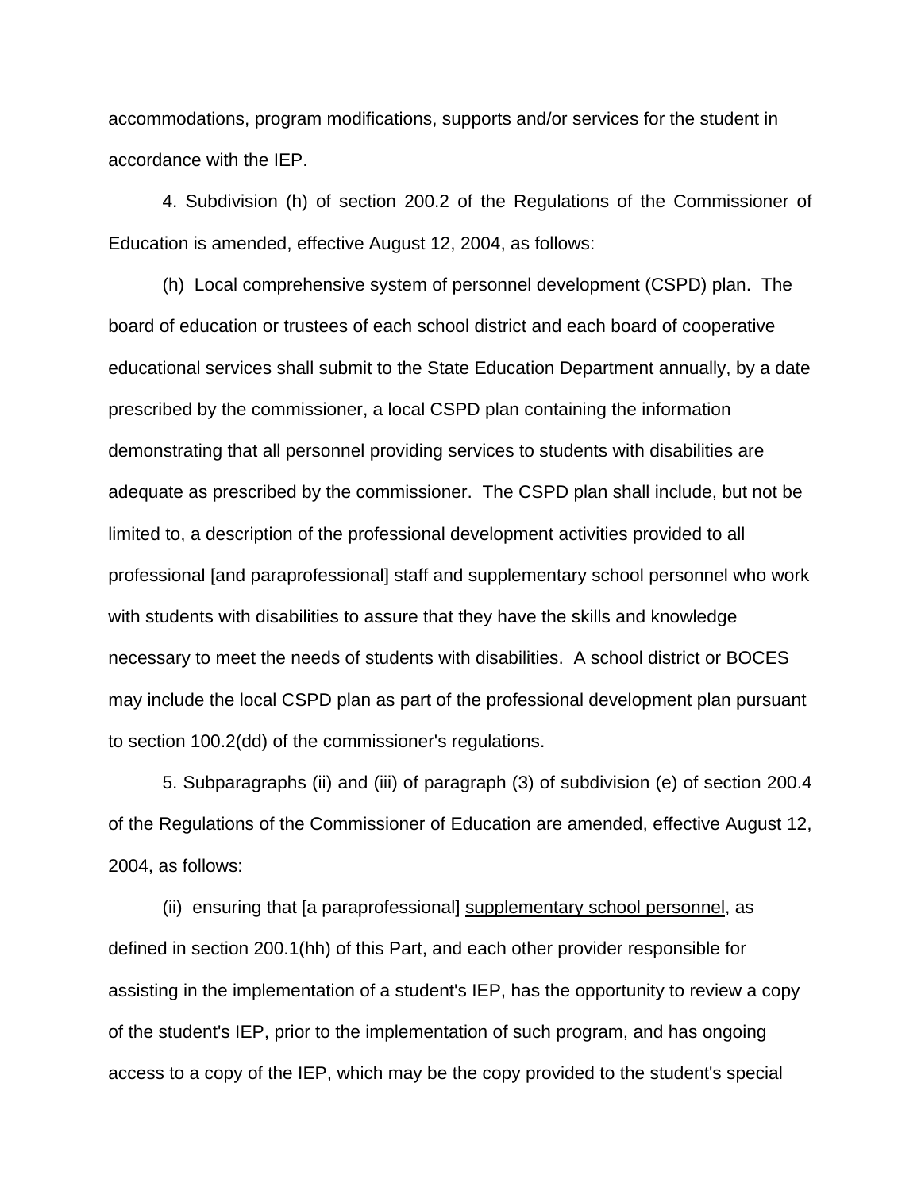accommodations, program modifications, supports and/or services for the student in accordance with the IEP.

4. Subdivision (h) of section 200.2 of the Regulations of the Commissioner of Education is amended, effective August 12, 2004, as follows:

(h) Local comprehensive system of personnel development (CSPD) plan. The board of education or trustees of each school district and each board of cooperative educational services shall submit to the State Education Department annually, by a date prescribed by the commissioner, a local CSPD plan containing the information demonstrating that all personnel providing services to students with disabilities are adequate as prescribed by the commissioner. The CSPD plan shall include, but not be limited to, a description of the professional development activities provided to all professional [and paraprofessional] staff <u>and supplementary school personnel</u> who work with students with disabilities to assure that they have the skills and knowledge necessary to meet the needs of students with disabilities. A school district or BOCES may include the local CSPD plan as part of the professional development plan pursuant to section 100.2(dd) of the commissioner's regulations.

5. Subparagraphs (ii) and (iii) of paragraph (3) of subdivision (e) of section 200.4 of the Regulations of the Commissioner of Education are amended, effective August 12, 2004, as follows:

(ii) ensuring that [a paraprofessional] <u>supplementary school personnel</u>, as defined in section 200.1(hh) of this Part, and each other provider responsible for assisting in the implementation of a student's IEP, has the opportunity to review a copy of the student's IEP, prior to the implementation of such program, and has ongoing access to a copy of the IEP, which may be the copy provided to the student's special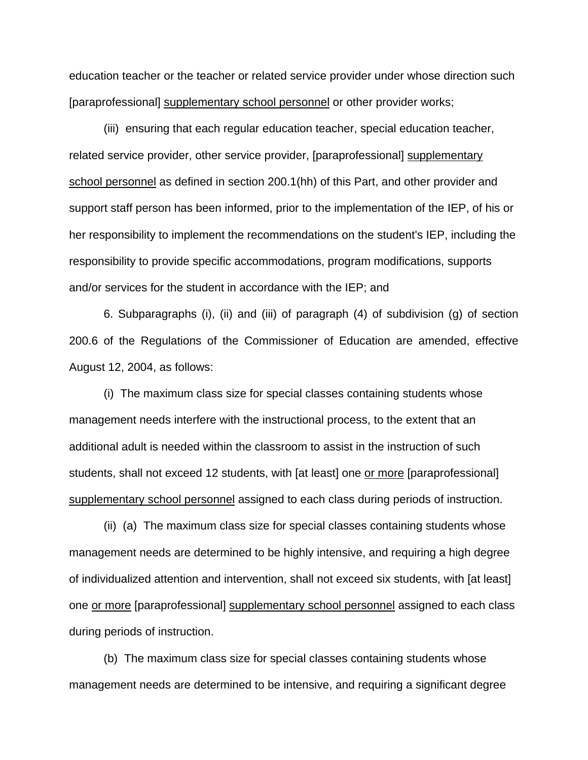education teacher or the teacher or related service provider under whose direction such [paraprofessional] <u>supplementary school personnel</u> or other provider works;

(iii) ensuring that each regular education teacher, special education teacher, related service provider, other service provider, [paraprofessional] <u>supplementary school personnel</u> as defined in section 200.1(hh) of this Part, and other provider and support staff person has been informed, prior to the implementation of the IEP, of his or her responsibility to implement the recommendations on the student's IEP, including the responsibility to provide specific accommodations, program modifications, supports and/or services for the student in accordance with the IEP; and

6. Subparagraphs (i), (ii) and (iii) of paragraph (4) of subdivision (g) of section 200.6 of the Regulations of the Commissioner of Education are amended, effective August 12, 2004, as follows:

(i) The maximum class size for special classes containing students whose management needs interfere with the instructional process, to the extent that an additional adult is needed within the classroom to assist in the instruction of such students, shall not exceed 12 students, with [at least] one <u>or more</u> [paraprofessional] <u>supplementary school personnel</u> assigned to each class during periods of instruction.

(ii) (a) The maximum class size for special classes containing students whose management needs are determined to be highly intensive, and requiring a high degree of individualized attention and intervention, shall not exceed six students, with [at least] one <u>or more</u> [paraprofessional] <u>supplementary school personnel</u> assigned to each class during periods of instruction.

(b) The maximum class size for special classes containing students whose management needs are determined to be intensive, and requiring a significant degree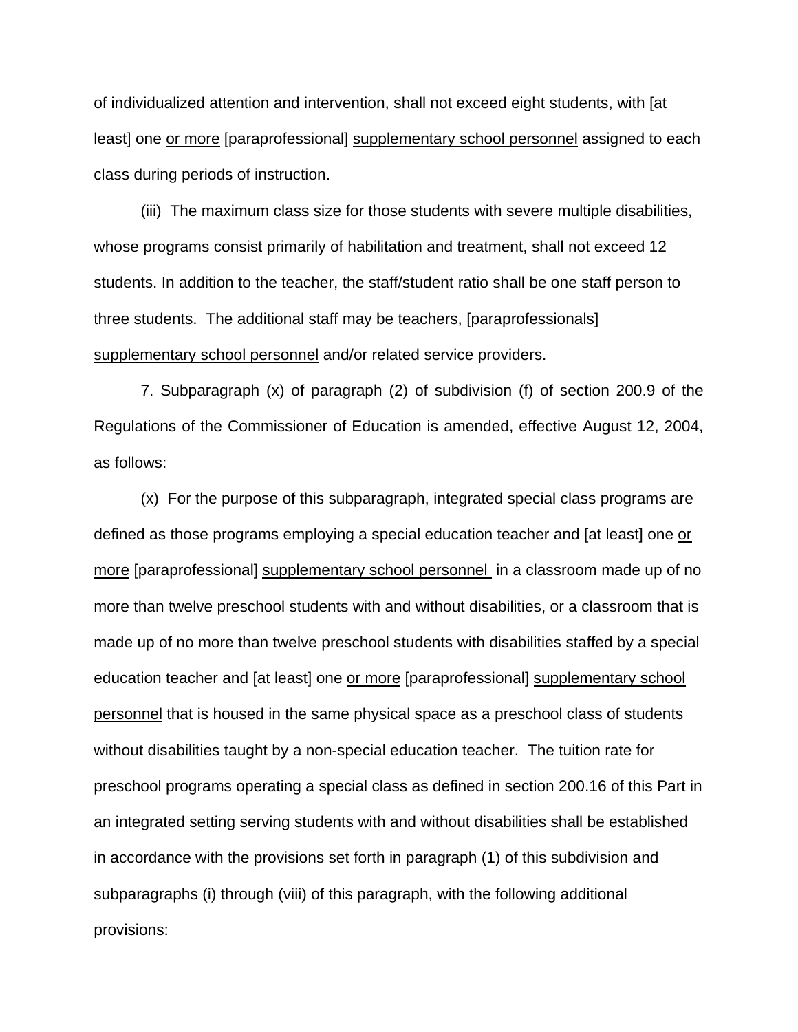of individualized attention and intervention, shall not exceed eight students, with [at least] one <u>or more</u> [paraprofessional] <u>supplementary school personnel</u> assigned to each class during periods of instruction.

(iii) The maximum class size for those students with severe multiple disabilities, whose programs consist primarily of habilitation and treatment, shall not exceed 12 students. In addition to the teacher, the staff/student ratio shall be one staff person to three students. The additional staff may be teachers, [paraprofessionals] <u>supplementary school personnel</u> and/or related service providers.

7. Subparagraph (x) of paragraph (2) of subdivision (f) of section 200.9 of the Regulations of the Commissioner of Education is amended, effective August 12, 2004, as follows:

(x) For the purpose of this subparagraph, integrated special class programs are defined as those programs employing a special education teacher and [at least] one <u>or more</u> [paraprofessional] <u>supplementary school personnel</u> in a classroom made up of no more than twelve preschool students with and without disabilities, or a classroom that is made up of no more than twelve preschool students with disabilities staffed by a special education teacher and [at least] one <u>or more</u> [paraprofessional] <u>supplementary school personnel</u> that is housed in the same physical space as a preschool class of students without disabilities taught by a non-special education teacher. The tuition rate for preschool programs operating a special class as defined in section 200.16 of this Part in an integrated setting serving students with and without disabilities shall be established in accordance with the provisions set forth in paragraph (1) of this subdivision and subparagraphs (i) through (viii) of this paragraph, with the following additional provisions: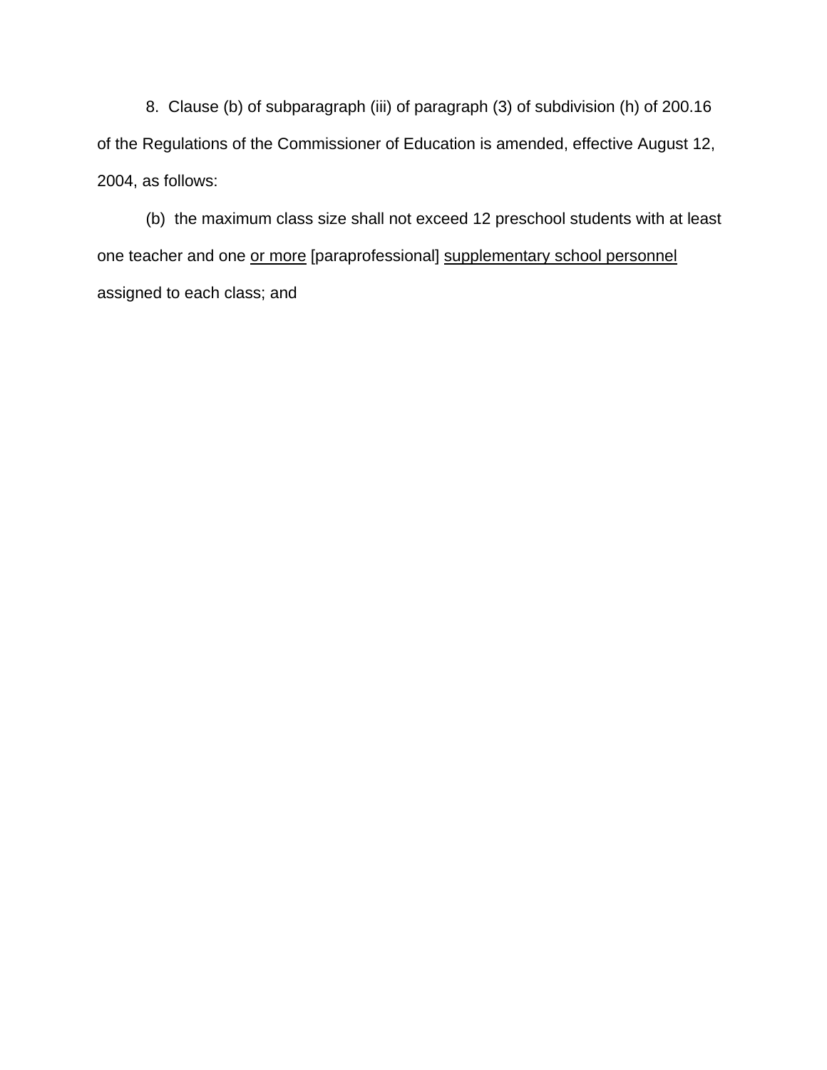8. Clause (b) of subparagraph (iii) of paragraph (3) of subdivision (h) of 200.16 of the Regulations of the Commissioner of Education is amended, effective August 12, 2004, as follows:

(b) the maximum class size shall not exceed 12 preschool students with at least one teacher and one <u>or more</u> [paraprofessional] <u>supplementary school personnel</u> assigned to each class; and